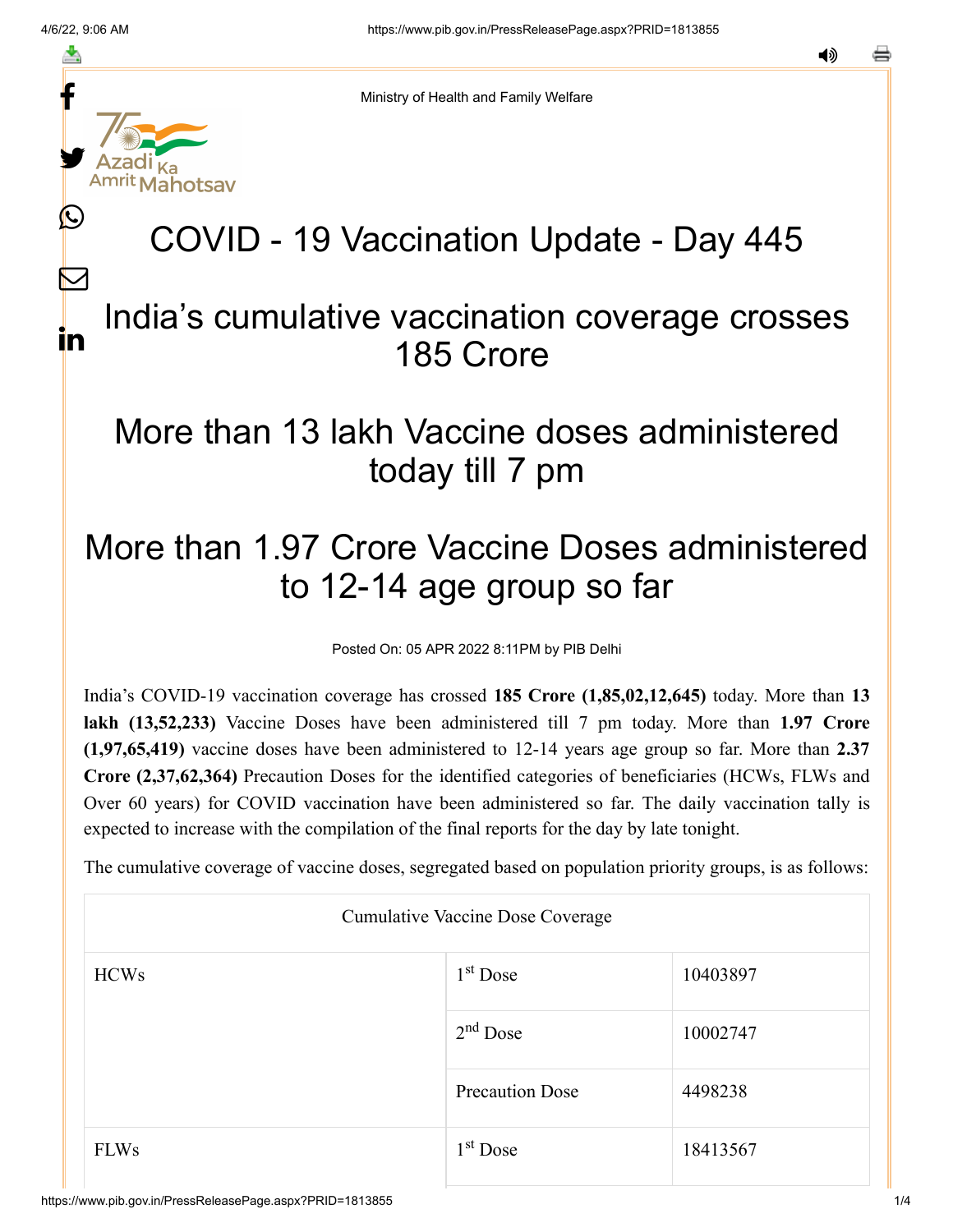Ministry of Health and Family Welfare

# COVID - 19 Vaccination Update - Day 445

## India's cumulative vaccination coverage crosses 185 Crore

## More than 13 lakh Vaccine doses administered today till 7 pm

## More than 1.97 Crore Vaccine Doses administered to 12-14 age group so far

Posted On: 05 APR 2022 8:11PM by PIB Delhi

India's COVID-19 vaccination coverage has crossed **185 Crore (1,85,02,12,645)** today. More than **13 lakh (13,52,233)** Vaccine Doses have been administered till 7 pm today. More than **1.97 Crore (1,97,65,419)** vaccine doses have been administered to 12-14 years age group so far. More than **2.37 Crore (2,37,62,364)** Precaution Doses for the identified categories of beneficiaries (HCWs, FLWs and Over 60 years) for COVID vaccination have been administered so far. The daily vaccination tally is expected to increase with the compilation of the final reports for the day by late tonight.

The cumulative coverage of vaccine doses, segregated based on population priority groups, is as follows:

| Cumulative Vaccine Dose Coverage | | |
|---|---|---|
| HCWs | 1st Dose | 10403897 |
| | 2nd Dose | 10002747 |
| | Precaution Dose | 4498238 |
| FLWs | 1st Dose | 18413567 |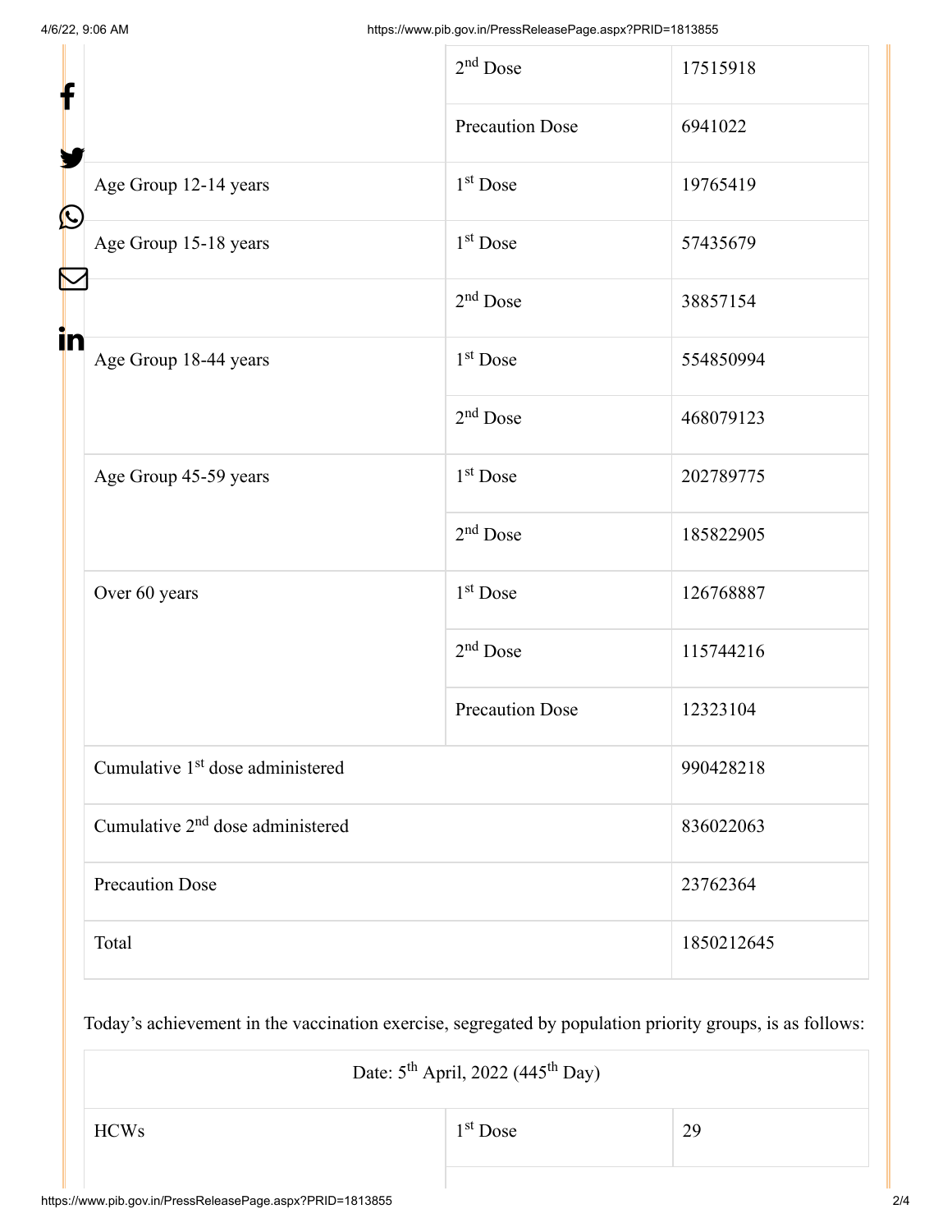| | | |
|---|---|---|
| | 2nd Dose | 17515918 |
| | Precaution Dose | 6941022 |
| Age Group 12-14 years | 1st Dose | 19765419 |
| Age Group 15-18 years | 1st Dose | 57435679 |
| | 2nd Dose | 38857154 |
| Age Group 18-44 years | 1st Dose | 554850994 |
| | 2nd Dose | 468079123 |
| Age Group 45-59 years | 1st Dose | 202789775 |
| | 2nd Dose | 185822905 |
| Over 60 years | 1st Dose | 126768887 |
| | 2nd Dose | 115744216 |
| | Precaution Dose | 12323104 |
| Cumulative 1st dose administered | | 990428218 |
| Cumulative 2nd dose administered | | 836022063 |
| Precaution Dose | | 23762364 |
| Total | | 1850212645 |

Today's achievement in the vaccination exercise, segregated by population priority groups, is as follows:

| Date: 5th April, 2022 (445th Day) | | |
|---|---|---|
| HCWs | 1st Dose | 29 |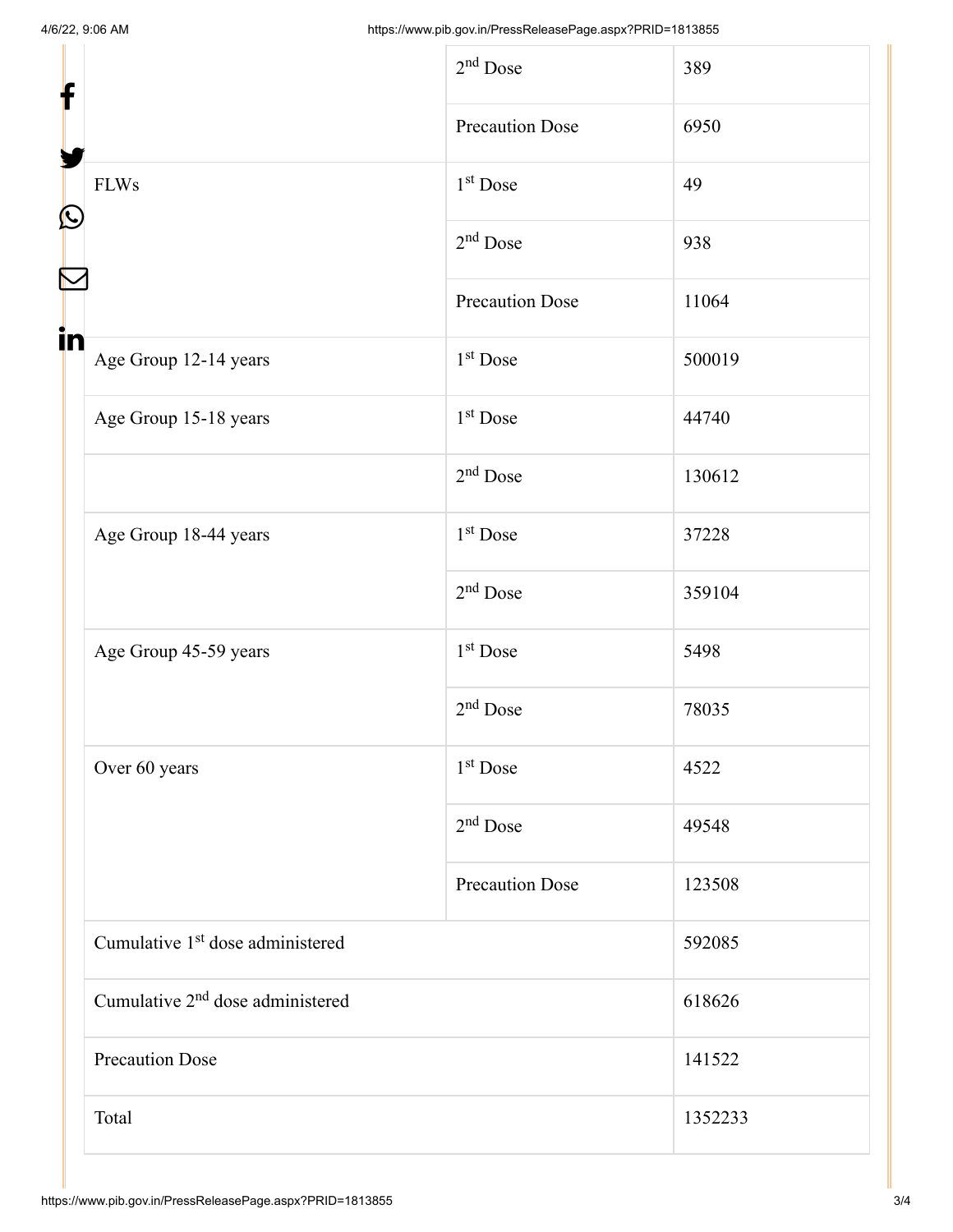|  |  |  |
|---|---|---|
|  | 2nd Dose | 389 |
|  | Precaution Dose | 6950 |
| FLWs | 1st Dose | 49 |
|  | 2nd Dose | 938 |
|  | Precaution Dose | 11064 |
| Age Group 12-14 years | 1st Dose | 500019 |
| Age Group 15-18 years | 1st Dose | 44740 |
|  | 2nd Dose | 130612 |
| Age Group 18-44 years | 1st Dose | 37228 |
|  | 2nd Dose | 359104 |
| Age Group 45-59 years | 1st Dose | 5498 |
|  | 2nd Dose | 78035 |
| Over 60 years | 1st Dose | 4522 |
|  | 2nd Dose | 49548 |
|  | Precaution Dose | 123508 |
| Cumulative 1st dose administered |  | 592085 |
| Cumulative 2nd dose administered |  | 618626 |
| Precaution Dose |  | 141522 |
| Total |  | 1352233 |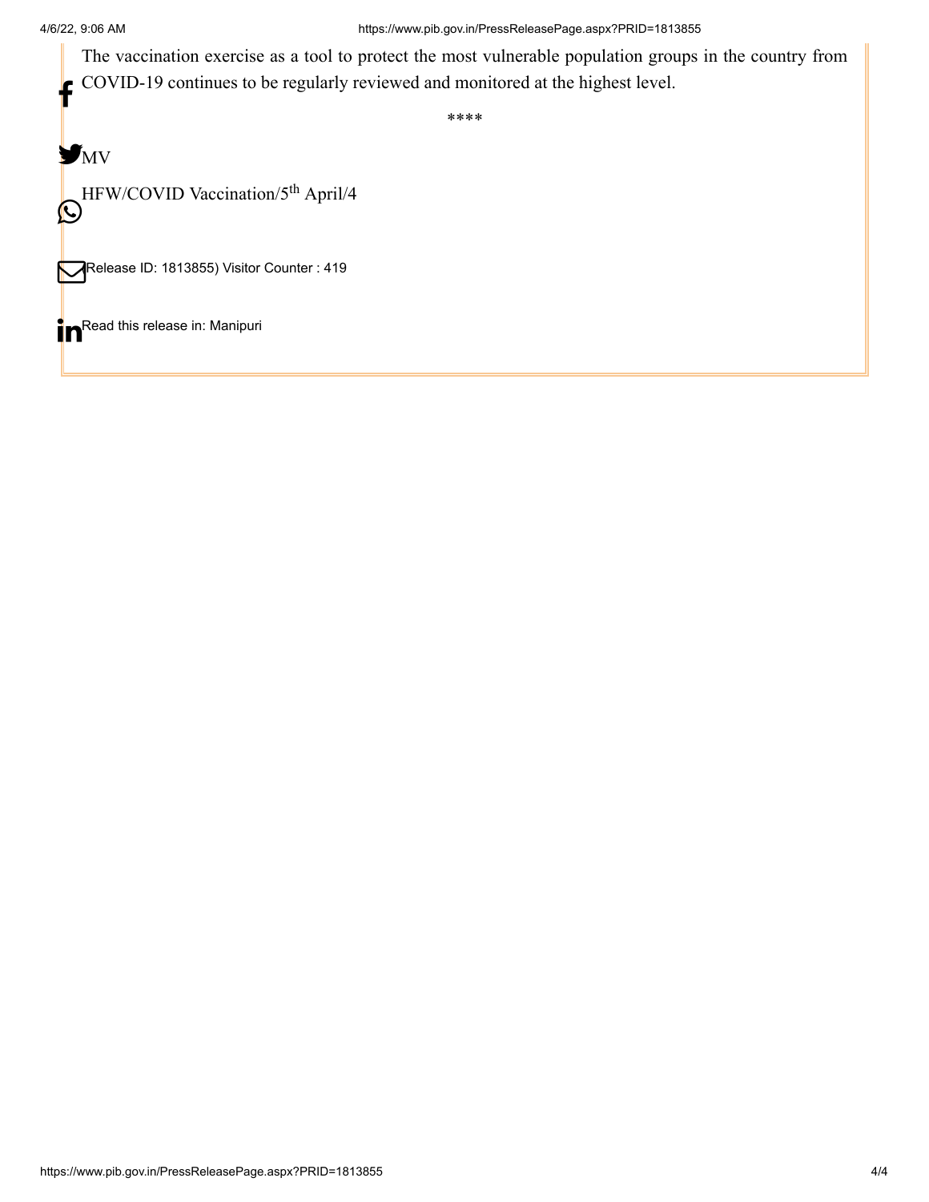The vaccination exercise as a tool to protect the most vulnerable population groups in the country from COVID-19 continues to be regularly reviewed and monitored at the highest level.

****

MV

HFW/COVID Vaccination/5th April/4

(Release ID: 1813855) Visitor Counter : 419

Read this release in: Manipuri